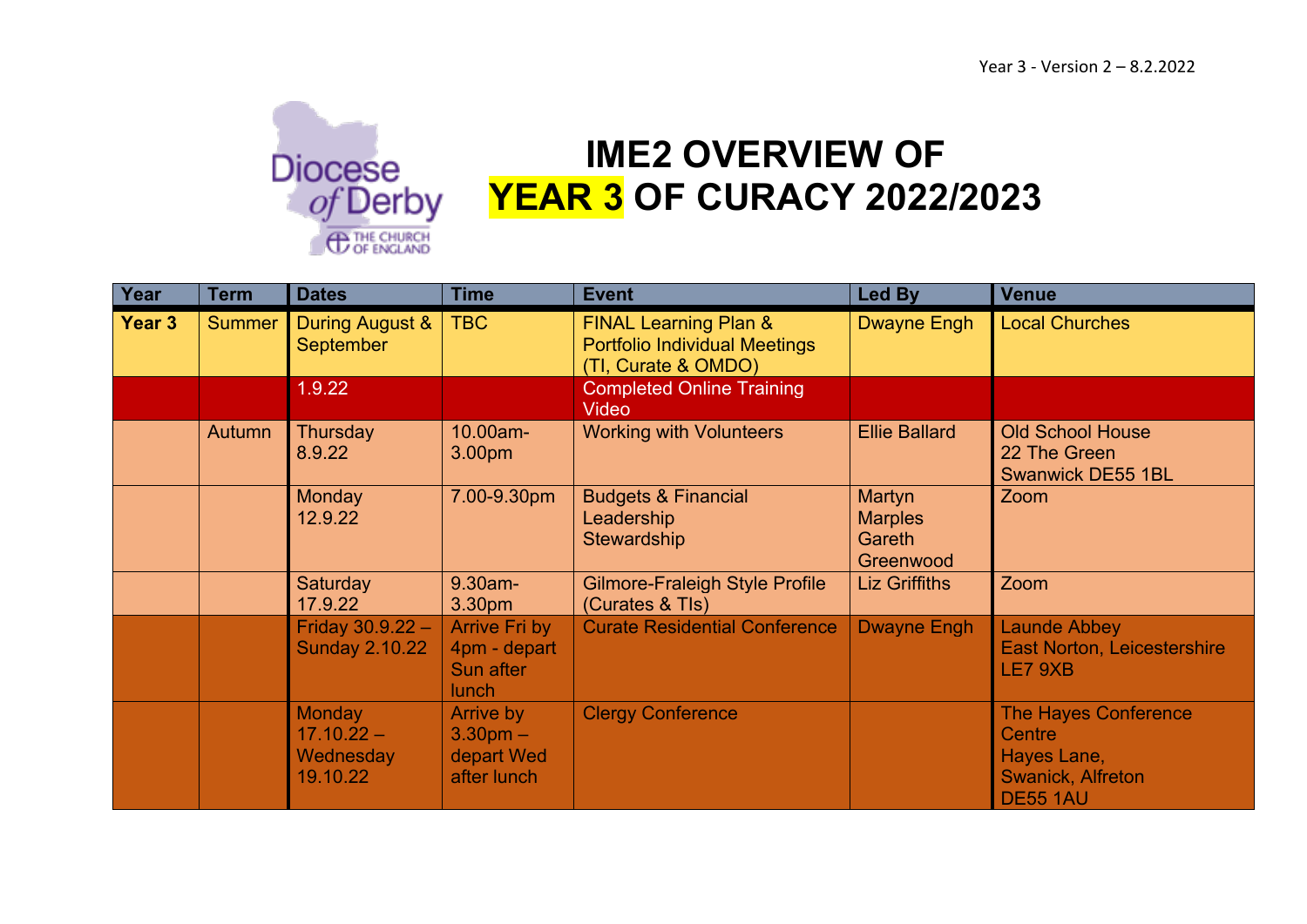Year 3 - Version 2 – 8.2.2022

Diocese of Derby
THE CHURCH OF ENGLAND

# IME2 OVERVIEW OF YEAR 3 OF CURACY 2022/2023

| Year | Term | Dates | Time | Event | Led By | Venue |
|---|---|---|---|---|---|---|
| **Year 3** | Summer | During August & September | TBC | FINAL Learning Plan & Portfolio Individual Meetings (TI, Curate & OMDO) | Dwayne Engh | Local Churches |
| | | 1.9.22 | | Completed Online Training Video | | |
| | Autumn | Thursday 8.9.22 | 10.00am-3.00pm | Working with Volunteers | Ellie Ballard | Old School House 22 The Green Swanwick DE55 1BL |
| | | Monday 12.9.22 | 7.00-9.30pm | Budgets & Financial Leadership Stewardship | Martyn Marples Gareth Greenwood | Zoom |
| | | Saturday 17.9.22 | 9.30am-3.30pm | Gilmore-Fraleigh Style Profile (Curates & TIs) | Liz Griffiths | Zoom |
| | | Friday 30.9.22 – Sunday 2.10.22 | Arrive Fri by 4pm - depart Sun after lunch | Curate Residential Conference | Dwayne Engh | Launde Abbey East Norton, Leicestershire LE7 9XB |
| | | Monday 17.10.22 – Wednesday 19.10.22 | Arrive by 3.30pm – depart Wed after lunch | Clergy Conference | | The Hayes Conference Centre Hayes Lane, Swanick, Alfreton DE55 1AU |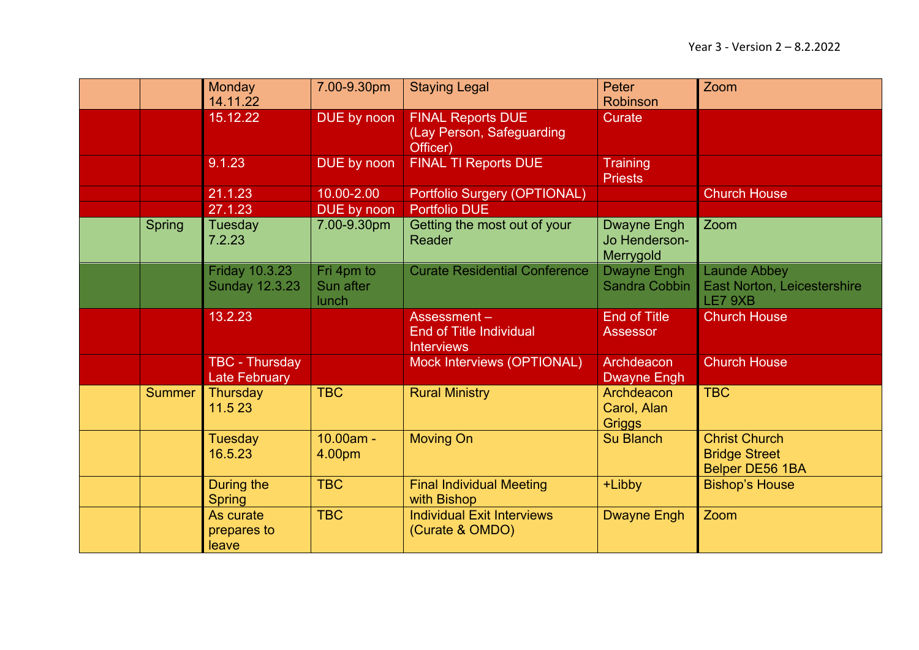| | | | | | | |
|---|---|---|---|---|---|---|
| | | Monday 14.11.22 | 7.00-9.30pm | Staying Legal | Peter Robinson | Zoom |
| | | 15.12.22 | DUE by noon | FINAL Reports DUE (Lay Person, Safeguarding Officer) | Curate | |
| | | 9.1.23 | DUE by noon | FINAL TI Reports DUE | Training Priests | |
| | | 21.1.23 | 10.00-2.00 | Portfolio Surgery (OPTIONAL) | | Church House |
| | | 27.1.23 | DUE by noon | Portfolio DUE | | |
| | Spring | Tuesday 7.2.23 | 7.00-9.30pm | Getting the most out of your Reader | Dwayne Engh Jo Henderson-Merrygold | Zoom |
| | | Friday 10.3.23 Sunday 12.3.23 | Fri 4pm to Sun after lunch | Curate Residential Conference | Dwayne Engh Sandra Cobbin | Launde Abbey East Norton, Leicestershire LE7 9XB |
| | | 13.2.23 | | Assessment – End of Title Individual Interviews | End of Title Assessor | Church House |
| | | TBC - Thursday Late February | | Mock Interviews (OPTIONAL) | Archdeacon Dwayne Engh | Church House |
| | Summer | Thursday 11.5 23 | TBC | Rural Ministry | Archdeacon Carol, Alan Griggs | TBC |
| | | Tuesday 16.5.23 | 10.00am - 4.00pm | Moving On | Su Blanch | Christ Church Bridge Street Belper DE56 1BA |
| | | During the Spring | TBC | Final Individual Meeting with Bishop | +Libby | Bishop's House |
| | | As curate prepares to leave | TBC | Individual Exit Interviews (Curate & OMDO) | Dwayne Engh | Zoom |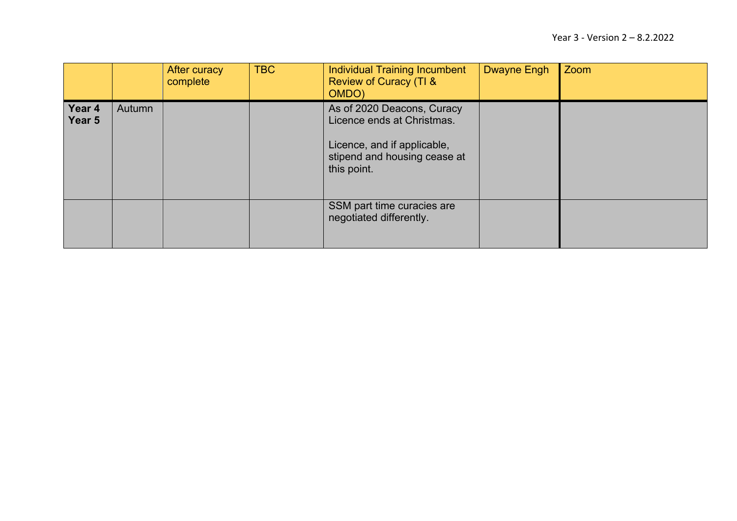| | | | | | | |
|---|---|---|---|---|---|---|
| | | After curacy complete | TBC | Individual Training Incumbent Review of Curacy (TI & OMDO) | Dwayne Engh | Zoom |
| **Year 4 Year 5** | Autumn | | | As of 2020 Deacons, Curacy Licence ends at Christmas.<br><br>Licence, and if applicable, stipend and housing cease at this point. | | |
| | | | | SSM part time curacies are negotiated differently. | | |